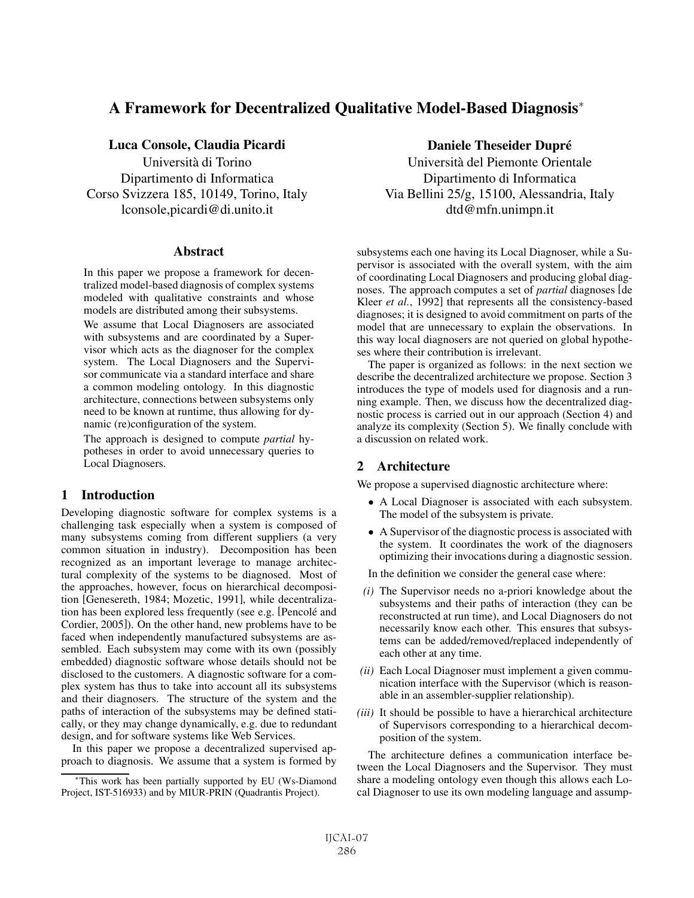# A Framework for Decentralized Qualitative Model-Based Diagnosis*

**Luca Console, Claudia Picardi**
Università di Torino
Dipartimento di Informatica
Corso Svizzera 185, 10149, Torino, Italy
lconsole,picardi@di.unito.it

**Daniele Theseider Dupré**
Università del Piemonte Orientale
Dipartimento di Informatica
Via Bellini 25/g, 15100, Alessandria, Italy
dtd@mfn.unimpn.it

## Abstract

In this paper we propose a framework for decentralized model-based diagnosis of complex systems modeled with qualitative constraints and whose models are distributed among their subsystems.

We assume that Local Diagnosers are associated with subsystems and are coordinated by a Supervisor which acts as the diagnoser for the complex system. The Local Diagnosers and the Supervisor communicate via a standard interface and share a common modeling ontology. In this diagnostic architecture, connections between subsystems only need to be known at runtime, thus allowing for dynamic (re)configuration of the system.

The approach is designed to compute *partial* hypotheses in order to avoid unnecessary queries to Local Diagnosers.

## 1 Introduction

Developing diagnostic software for complex systems is a challenging task especially when a system is composed of many subsystems coming from different suppliers (a very common situation in industry). Decomposition has been recognized as an important leverage to manage architectural complexity of the systems to be diagnosed. Most of the approaches, however, focus on hierarchical decomposition [Genesereth, 1984; Mozetic, 1991], while decentralization has been explored less frequently (see e.g. [Pencolé and Cordier, 2005]). On the other hand, new problems have to be faced when independently manufactured subsystems are assembled. Each subsystem may come with its own (possibly embedded) diagnostic software whose details should not be disclosed to the customers. A diagnostic software for a complex system has thus to take into account all its subsystems and their diagnosers. The structure of the system and the paths of interaction of the subsystems may be defined statically, or they may change dynamically, e.g. due to redundant design, and for software systems like Web Services.

In this paper we propose a decentralized supervised approach to diagnosis. We assume that a system is formed by subsystems each one having its Local Diagnoser, while a Supervisor is associated with the overall system, with the aim of coordinating Local Diagnosers and producing global diagnoses. The approach computes a set of *partial* diagnoses [de Kleer *et al.*, 1992] that represents all the consistency-based diagnoses; it is designed to avoid commitment on parts of the model that are unnecessary to explain the observations. In this way local diagnosers are not queried on global hypotheses where their contribution is irrelevant.

The paper is organized as follows: in the next section we describe the decentralized architecture we propose. Section 3 introduces the type of models used for diagnosis and a running example. Then, we discuss how the decentralized diagnostic process is carried out in our approach (Section 4) and analyze its complexity (Section 5). We finally conclude with a discussion on related work.

## 2 Architecture

We propose a supervised diagnostic architecture where:

- A Local Diagnoser is associated with each subsystem. The model of the subsystem is private.
- A Supervisor of the diagnostic process is associated with the system. It coordinates the work of the diagnosers optimizing their invocations during a diagnostic session.

In the definition we consider the general case where:

*(i)* The Supervisor needs no a-priori knowledge about the subsystems and their paths of interaction (they can be reconstructed at run time), and Local Diagnosers do not necessarily know each other. This ensures that subsystems can be added/removed/replaced independently of each other at any time.

*(ii)* Each Local Diagnoser must implement a given communication interface with the Supervisor (which is reasonable in an assembler-supplier relationship).

*(iii)* It should be possible to have a hierarchical architecture of Supervisors corresponding to a hierarchical decomposition of the system.

The architecture defines a communication interface between the Local Diagnosers and the Supervisor. They must share a modeling ontology even though this allows each Local Diagnoser to use its own modeling language and assump-

*This work has been partially supported by EU (Ws-Diamond Project, IST-516933) and by MIUR-PRIN (Quadrantis Project).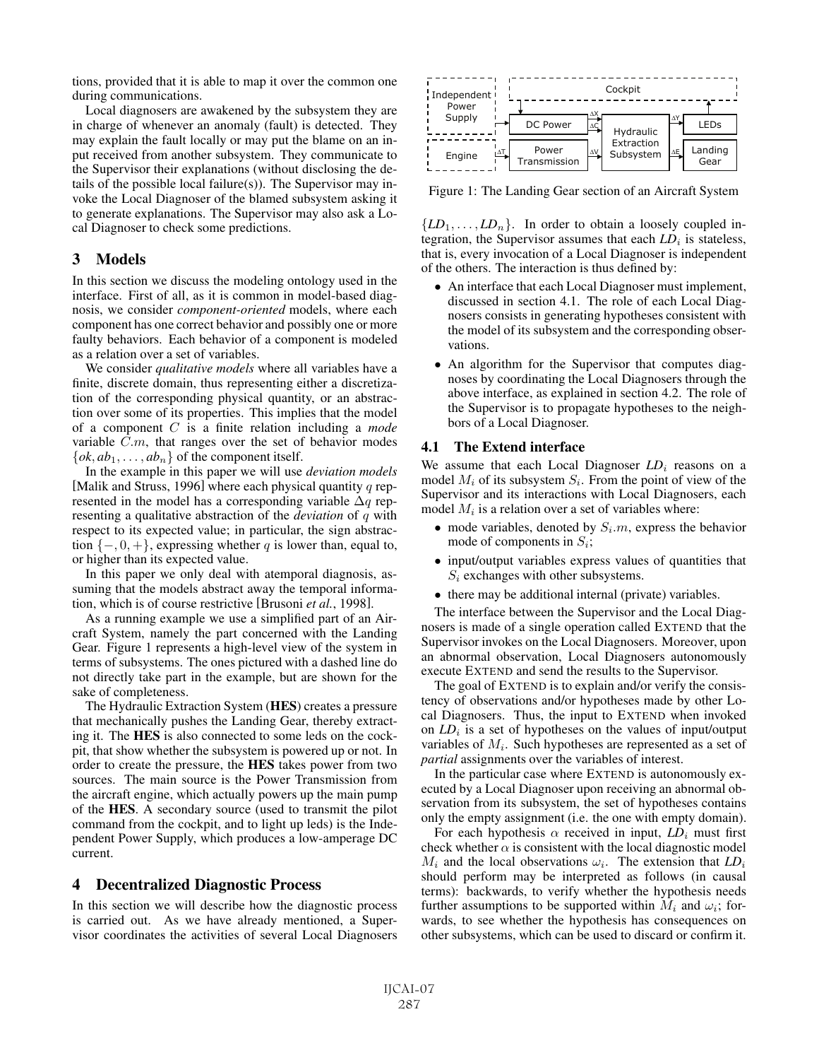tions, provided that it is able to map it over the common one during communications.

Local diagnosers are awakened by the subsystem they are in charge of whenever an anomaly (fault) is detected. They may explain the fault locally or may put the blame on an input received from another subsystem. They communicate to the Supervisor their explanations (without disclosing the details of the possible local failure(s)). The Supervisor may invoke the Local Diagnoser of the blamed subsystem asking it to generate explanations. The Supervisor may also ask a Local Diagnoser to check some predictions.

## 3 Models

In this section we discuss the modeling ontology used in the interface. First of all, as it is common in model-based diagnosis, we consider *component-oriented* models, where each component has one correct behavior and possibly one or more faulty behaviors. Each behavior of a component is modeled as a relation over a set of variables.

We consider *qualitative models* where all variables have a finite, discrete domain, thus representing either a discretization of the corresponding physical quantity, or an abstraction over some of its properties. This implies that the model of a component $C$ is a finite relation including a *mode* variable $C.m$, that ranges over the set of behavior modes $\{ok, ab_1, \ldots, ab_n\}$ of the component itself.

In the example in this paper we will use *deviation models* [Malik and Struss, 1996] where each physical quantity $q$ represented in the model has a corresponding variable $\Delta q$ representing a qualitative abstraction of the *deviation* of $q$ with respect to its expected value; in particular, the sign abstraction $\{-, 0, +\}$, expressing whether $q$ is lower than, equal to, or higher than its expected value.

In this paper we only deal with atemporal diagnosis, assuming that the models abstract away the temporal information, which is of course restrictive [Brusoni *et al.*, 1998].

As a running example we use a simplified part of an Aircraft System, namely the part concerned with the Landing Gear. Figure 1 represents a high-level view of the system in terms of subsystems. The ones pictured with a dashed line do not directly take part in the example, but are shown for the sake of completeness.

The Hydraulic Extraction System (**HES**) creates a pressure that mechanically pushes the Landing Gear, thereby extracting it. The **HES** is also connected to some leds on the cockpit, that show whether the subsystem is powered up or not. In order to create the pressure, the **HES** takes power from two sources. The main source is the Power Transmission from the aircraft engine, which actually powers up the main pump of the **HES**. A secondary source (used to transmit the pilot command from the cockpit, and to light up leds) is the Independent Power Supply, which produces a low-amperage DC current.

## 4 Decentralized Diagnostic Process

In this section we will describe how the diagnostic process is carried out. As we have already mentioned, a Supervisor coordinates the activities of several Local Diagnosers $\{LD_1, \ldots, LD_n\}$. In order to obtain a loosely coupled integration, the Supervisor assumes that each $LD_i$ is stateless, that is, every invocation of a Local Diagnoser is independent of the others. The interaction is thus defined by:

- An interface that each Local Diagnoser must implement, discussed in section 4.1. The role of each Local Diagnosers consists in generating hypotheses consistent with the model of its subsystem and the corresponding observations.
- An algorithm for the Supervisor that computes diagnoses by coordinating the Local Diagnosers through the above interface, as explained in section 4.2. The role of the Supervisor is to propagate hypotheses to the neighbors of a Local Diagnoser.

Independent Power Supply | Cockpit | DC Power | Hydraulic Extraction Subsystem | LEDs | Engine | Power Transmission | Landing Gear | $\Delta X$ | $\Delta C$ | $\Delta Y$ | $\Delta T$ | $\Delta V$ | $\Delta E$

Figure 1: The Landing Gear section of an Aircraft System

### 4.1 The Extend interface

We assume that each Local Diagnoser $LD_i$ reasons on a model $M_i$ of its subsystem $S_i$. From the point of view of the Supervisor and its interactions with Local Diagnosers, each model $M_i$ is a relation over a set of variables where:

- mode variables, denoted by $S_i.m$, express the behavior mode of components in $S_i$;
- input/output variables express values of quantities that $S_i$ exchanges with other subsystems.
- there may be additional internal (private) variables.

The interface between the Supervisor and the Local Diagnosers is made of a single operation called EXTEND that the Supervisor invokes on the Local Diagnosers. Moreover, upon an abnormal observation, Local Diagnosers autonomously execute EXTEND and send the results to the Supervisor.

The goal of EXTEND is to explain and/or verify the consistency of observations and/or hypotheses made by other Local Diagnosers. Thus, the input to EXTEND when invoked on $LD_i$ is a set of hypotheses on the values of input/output variables of $M_i$. Such hypotheses are represented as a set of *partial* assignments over the variables of interest.

In the particular case where EXTEND is autonomously executed by a Local Diagnoser upon receiving an abnormal observation from its subsystem, the set of hypotheses contains only the empty assignment (i.e. the one with empty domain).

For each hypothesis $\alpha$ received in input, $LD_i$ must first check whether $\alpha$ is consistent with the local diagnostic model $M_i$ and the local observations $\omega_i$. The extension that $LD_i$ should perform may be interpreted as follows (in causal terms): backwards, to verify whether the hypothesis needs further assumptions to be supported within $M_i$ and $\omega_i$; forwards, to see whether the hypothesis has consequences on other subsystems, which can be used to discard or confirm it.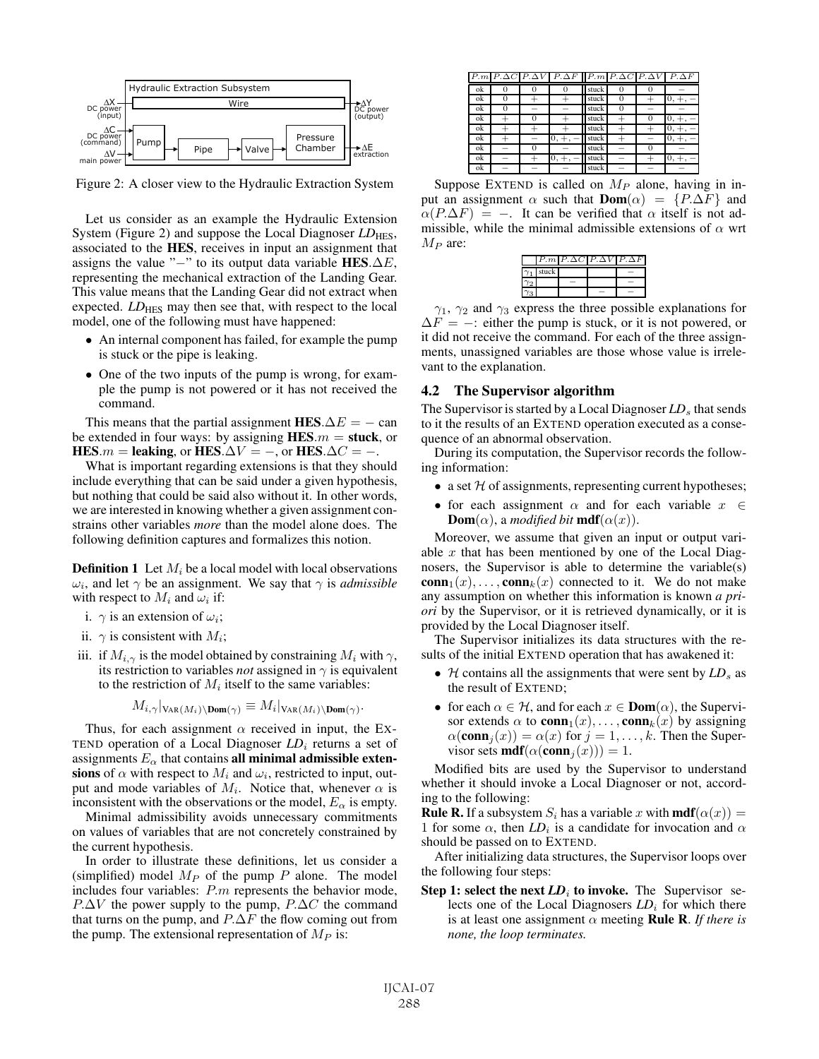Figure 2: A closer view to the Hydraulic Extraction System

Let us consider as an example the Hydraulic Extension System (Figure 2) and suppose the Local Diagnoser $LD_{\text{HES}}$, associated to the **HES**, receives in input an assignment that assigns the value "−" to its output data variable **HES**.$\Delta E$, representing the mechanical extraction of the Landing Gear. This value means that the Landing Gear did not extract when expected. $LD_{\text{HES}}$ may then see that, with respect to the local model, one of the following must have happened:

- An internal component has failed, for example the pump is stuck or the pipe is leaking.
- One of the two inputs of the pump is wrong, for example the pump is not powered or it has not received the command.

This means that the partial assignment **HES**.$\Delta E = -$ can be extended in four ways: by assigning **HES**.$m =$ **stuck**, or **HES**.$m =$ **leaking**, or **HES**.$\Delta V = -$, or **HES**.$\Delta C = -$.

What is important regarding extensions is that they should include everything that can be said under a given hypothesis, but nothing that could be said also without it. In other words, we are interested in knowing whether a given assignment constrains other variables *more* than the model alone does. The following definition captures and formalizes this notion.

**Definition 1** Let $M_i$ be a local model with local observations $\omega_i$, and let $\gamma$ be an assignment. We say that $\gamma$ is *admissible* with respect to $M_i$ and $\omega_i$ if:

i. $\gamma$ is an extension of $\omega_i$;

ii. $\gamma$ is consistent with $M_i$;

iii. if $M_{i,\gamma}$ is the model obtained by constraining $M_i$ with $\gamma$, its restriction to variables *not* assigned in $\gamma$ is equivalent to the restriction of $M_i$ itself to the same variables:

$$M_{i,\gamma}|_{\text{VAR}(M_i)\setminus\textbf{Dom}(\gamma)} \equiv M_i|_{\text{VAR}(M_i)\setminus\textbf{Dom}(\gamma)}.$$

Thus, for each assignment $\alpha$ received in input, the EXTEND operation of a Local Diagnoser $LD_i$ returns a set of assignments $E_\alpha$ that contains **all minimal admissible extensions** of $\alpha$ with respect to $M_i$ and $\omega_i$, restricted to input, output and mode variables of $M_i$. Notice that, whenever $\alpha$ is inconsistent with the observations or the model, $E_\alpha$ is empty.

Minimal admissibility avoids unnecessary commitments on values of variables that are not concretely constrained by the current hypothesis.

In order to illustrate these definitions, let us consider a (simplified) model $M_P$ of the pump $P$ alone. The model includes four variables: $P.m$ represents the behavior mode, $P.\Delta V$ the power supply to the pump, $P.\Delta C$ the command that turns on the pump, and $P.\Delta F$ the flow coming out from the pump. The extensional representation of $M_P$ is:

| $P.m$ | $P.\Delta C$ | $P.\Delta V$ | $P.\Delta F$ | $P.m$ | $P.\Delta C$ | $P.\Delta V$ | $P.\Delta F$ |
|---|---|---|---|---|---|---|---|
| ok | 0 | 0 | 0 | stuck | 0 | 0 | − |
| ok | 0 | + | + | stuck | 0 | + | 0, +, − |
| ok | 0 | − | − | stuck | 0 | − | − |
| ok | + | 0 | + | stuck | + | 0 | 0, +, − |
| ok | + | + | + | stuck | + | + | 0, +, − |
| ok | + | − | 0, +, − | stuck | + | − | 0, +, − |
| ok | − | 0 | − | stuck | − | 0 | − |
| ok | − | + | 0, +, − | stuck | − | + | 0, +, − |
| ok | − | − | − | stuck | − | − | − |

Suppose EXTEND is called on $M_P$ alone, having in input an assignment $\alpha$ such that $\textbf{Dom}(\alpha) = \{P.\Delta F\}$ and $\alpha(P.\Delta F) = -$. It can be verified that $\alpha$ itself is not admissible, while the minimal admissible extensions of $\alpha$ wrt $M_P$ are:

| | $P.m$ | $P.\Delta C$ | $P.\Delta V$ | $P.\Delta F$ |
|---|---|---|---|---|
| $\gamma_1$ | stuck | | | − |
| $\gamma_2$ | | − | | − |
| $\gamma_3$ | | | − | − |

$\gamma_1$, $\gamma_2$ and $\gamma_3$ express the three possible explanations for $\Delta F = -$: either the pump is stuck, or it is not powered, or it did not receive the command. For each of the three assignments, unassigned variables are those whose value is irrelevant to the explanation.

## 4.2 The Supervisor algorithm

The Supervisor is started by a Local Diagnoser $LD_s$ that sends to it the results of an EXTEND operation executed as a consequence of an abnormal observation.

During its computation, the Supervisor records the following information:

- a set $\mathcal{H}$ of assignments, representing current hypotheses;
- for each assignment $\alpha$ and for each variable $x \in \textbf{Dom}(\alpha)$, a *modified bit* $\textbf{mdf}(\alpha(x))$.

Moreover, we assume that given an input or output variable $x$ that has been mentioned by one of the Local Diagnosers, the Supervisor is able to determine the variable(s) $\textbf{conn}_1(x), \ldots, \textbf{conn}_k(x)$ connected to it. We do not make any assumption on whether this information is known *a priori* by the Supervisor, or it is retrieved dynamically, or it is provided by the Local Diagnoser itself.

The Supervisor initializes its data structures with the results of the initial EXTEND operation that has awakened it:

- $\mathcal{H}$ contains all the assignments that were sent by $LD_s$ as the result of EXTEND;
- for each $\alpha \in \mathcal{H}$, and for each $x \in \textbf{Dom}(\alpha)$, the Supervisor extends $\alpha$ to $\textbf{conn}_1(x), \ldots, \textbf{conn}_k(x)$ by assigning $\alpha(\textbf{conn}_j(x)) = \alpha(x)$ for $j = 1, \ldots, k$. Then the Supervisor sets $\textbf{mdf}(\alpha(\textbf{conn}_j(x))) = 1$.

Modified bits are used by the Supervisor to understand whether it should invoke a Local Diagnoser or not, according to the following:

**Rule R.** If a subsystem $S_i$ has a variable $x$ with $\textbf{mdf}(\alpha(x)) = 1$ for some $\alpha$, then $LD_i$ is a candidate for invocation and $\alpha$ should be passed on to EXTEND.

After initializing data structures, the Supervisor loops over the following four steps:

**Step 1: select the next $LD_i$ to invoke.** The Supervisor selects one of the Local Diagnosers $LD_i$ for which there is at least one assignment $\alpha$ meeting **Rule R**. *If there is none, the loop terminates.*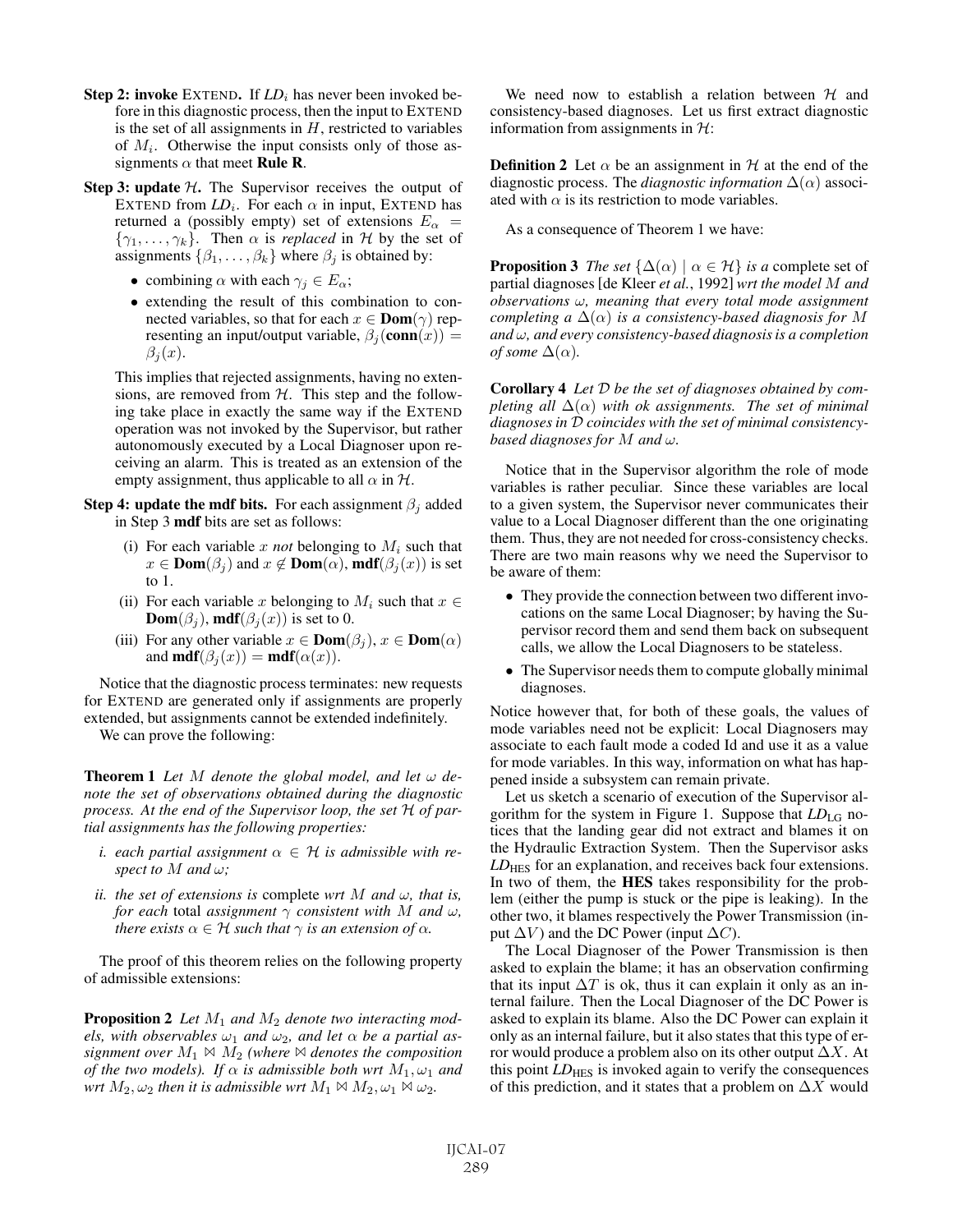**Step 2: invoke** EXTEND. If $LD_i$ has never been invoked before in this diagnostic process, then the input to EXTEND is the set of all assignments in $H$, restricted to variables of $M_i$. Otherwise the input consists only of those assignments $\alpha$ that meet **Rule R**.

**Step 3: update** $\mathcal{H}$**.** The Supervisor receives the output of EXTEND from $LD_i$. For each $\alpha$ in input, EXTEND has returned a (possibly empty) set of extensions $E_\alpha = \{\gamma_1, \ldots, \gamma_k\}$. Then $\alpha$ is *replaced* in $\mathcal{H}$ by the set of assignments $\{\beta_1, \ldots, \beta_k\}$ where $\beta_j$ is obtained by:

- combining $\alpha$ with each $\gamma_j \in E_\alpha$;
- extending the result of this combination to connected variables, so that for each $x \in \mathbf{Dom}(\gamma)$ representing an input/output variable, $\beta_j(\mathbf{conn}(x)) = \beta_j(x)$.

This implies that rejected assignments, having no extensions, are removed from $\mathcal{H}$. This step and the following take place in exactly the same way if the EXTEND operation was not invoked by the Supervisor, but rather autonomously executed by a Local Diagnoser upon receiving an alarm. This is treated as an extension of the empty assignment, thus applicable to all $\alpha$ in $\mathcal{H}$.

**Step 4: update the mdf bits.** For each assignment $\beta_j$ added in Step 3 **mdf** bits are set as follows:

(i) For each variable $x$ *not* belonging to $M_i$ such that $x \in \mathbf{Dom}(\beta_j)$ and $x \notin \mathbf{Dom}(\alpha)$, $\mathbf{mdf}(\beta_j(x))$ is set to 1.

(ii) For each variable $x$ belonging to $M_i$ such that $x \in \mathbf{Dom}(\beta_j)$, $\mathbf{mdf}(\beta_j(x))$ is set to 0.

(iii) For any other variable $x \in \mathbf{Dom}(\beta_j)$, $x \in \mathbf{Dom}(\alpha)$ and $\mathbf{mdf}(\beta_j(x)) = \mathbf{mdf}(\alpha(x))$.

Notice that the diagnostic process terminates: new requests for EXTEND are generated only if assignments are properly extended, but assignments cannot be extended indefinitely.

We can prove the following:

**Theorem 1** *Let $M$ denote the global model, and let $\omega$ denote the set of observations obtained during the diagnostic process. At the end of the Supervisor loop, the set $\mathcal{H}$ of partial assignments has the following properties:*

*i. each partial assignment $\alpha \in \mathcal{H}$ is admissible with respect to $M$ and $\omega$;*

*ii. the set of extensions is* complete *wrt $M$ and $\omega$, that is, for each* total *assignment $\gamma$ consistent with $M$ and $\omega$, there exists $\alpha \in \mathcal{H}$ such that $\gamma$ is an extension of $\alpha$.*

The proof of this theorem relies on the following property of admissible extensions:

**Proposition 2** *Let $M_1$ and $M_2$ denote two interacting models, with observables $\omega_1$ and $\omega_2$, and let $\alpha$ be a partial assignment over $M_1 \bowtie M_2$ (where $\bowtie$ denotes the composition of the two models). If $\alpha$ is admissible both wrt $M_1, \omega_1$ and wrt $M_2, \omega_2$ then it is admissible wrt $M_1 \bowtie M_2, \omega_1 \bowtie \omega_2$.*

We need now to establish a relation between $\mathcal{H}$ and consistency-based diagnoses. Let us first extract diagnostic information from assignments in $\mathcal{H}$:

**Definition 2** Let $\alpha$ be an assignment in $\mathcal{H}$ at the end of the diagnostic process. The *diagnostic information* $\Delta(\alpha)$ associated with $\alpha$ is its restriction to mode variables.

As a consequence of Theorem 1 we have:

**Proposition 3** *The set $\{\Delta(\alpha) \mid \alpha \in \mathcal{H}\}$ is a* complete set of partial diagnoses *[de Kleer* et al.*, 1992] wrt the model $M$ and observations $\omega$, meaning that every total mode assignment completing a $\Delta(\alpha)$ is a consistency-based diagnosis for $M$ and $\omega$, and every consistency-based diagnosis is a completion of some $\Delta(\alpha)$.*

**Corollary 4** *Let $\mathcal{D}$ be the set of diagnoses obtained by completing all $\Delta(\alpha)$ with ok assignments. The set of minimal diagnoses in $\mathcal{D}$ coincides with the set of minimal consistency-based diagnoses for $M$ and $\omega$.*

Notice that in the Supervisor algorithm the role of mode variables is rather peculiar. Since these variables are local to a given system, the Supervisor never communicates their value to a Local Diagnoser different than the one originating them. Thus, they are not needed for cross-consistency checks. There are two main reasons why we need the Supervisor to be aware of them:

- They provide the connection between two different invocations on the same Local Diagnoser; by having the Supervisor record them and send them back on subsequent calls, we allow the Local Diagnosers to be stateless.
- The Supervisor needs them to compute globally minimal diagnoses.

Notice however that, for both of these goals, the values of mode variables need not be explicit: Local Diagnosers may associate to each fault mode a coded Id and use it as a value for mode variables. In this way, information on what has happened inside a subsystem can remain private.

Let us sketch a scenario of execution of the Supervisor algorithm for the system in Figure 1. Suppose that $LD_{\text{LG}}$ notices that the landing gear did not extract and blames it on the Hydraulic Extraction System. Then the Supervisor asks $LD_{\text{HES}}$ for an explanation, and receives back four extensions. In two of them, the **HES** takes responsibility for the problem (either the pump is stuck or the pipe is leaking). In the other two, it blames respectively the Power Transmission (input $\Delta V$) and the DC Power (input $\Delta C$).

The Local Diagnoser of the Power Transmission is then asked to explain the blame; it has an observation confirming that its input $\Delta T$ is ok, thus it can explain it only as an internal failure. Then the Local Diagnoser of the DC Power is asked to explain its blame. Also the DC Power can explain it only as an internal failure, but it also states that this type of error would produce a problem also on its other output $\Delta X$. At this point $LD_{\text{HES}}$ is invoked again to verify the consequences of this prediction, and it states that a problem on $\Delta X$ would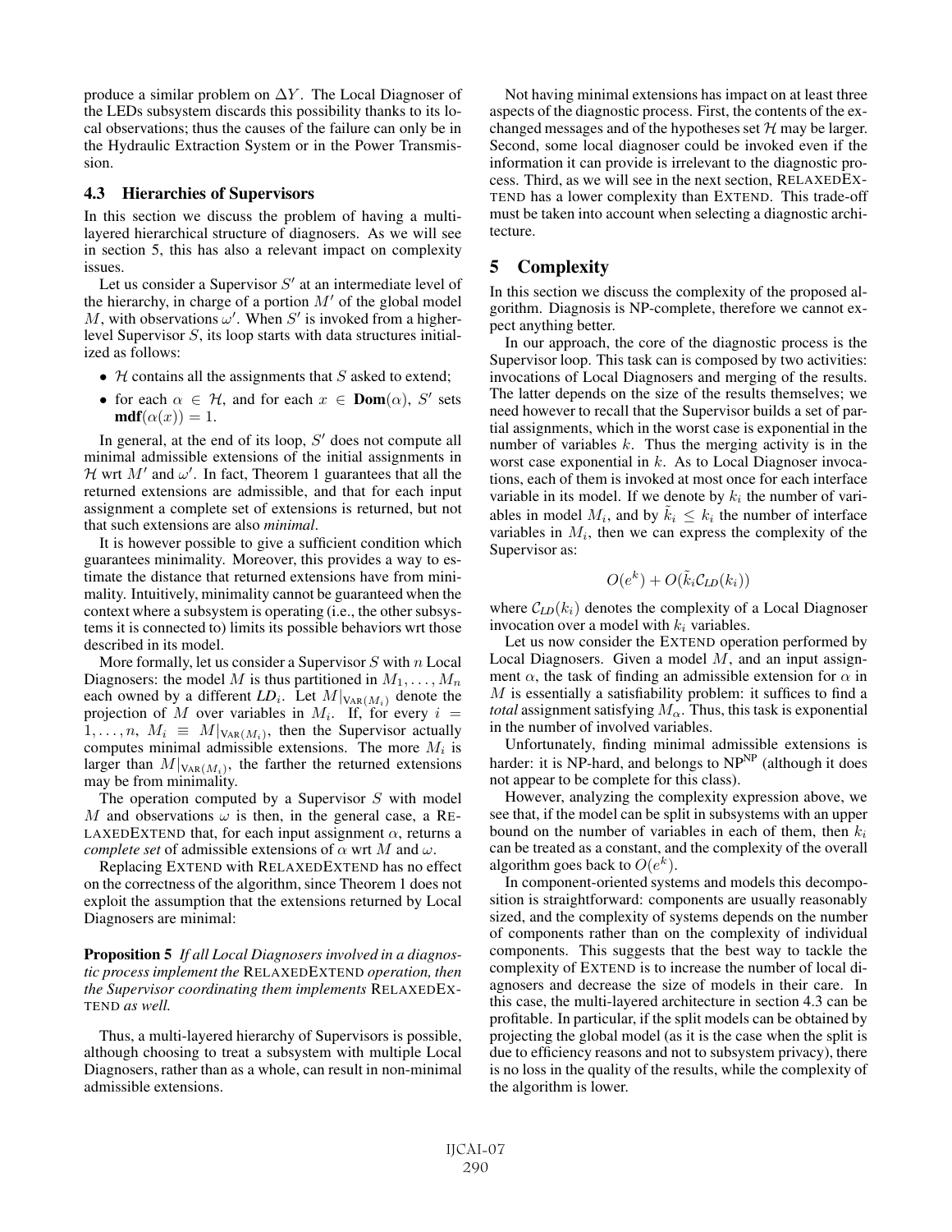produce a similar problem on $\Delta Y$. The Local Diagnoser of the LEDs subsystem discards this possibility thanks to its local observations; thus the causes of the failure can only be in the Hydraulic Extraction System or in the Power Transmission.

### 4.3 Hierarchies of Supervisors

In this section we discuss the problem of having a multi-layered hierarchical structure of diagnosers. As we will see in section 5, this has also a relevant impact on complexity issues.

Let us consider a Supervisor $S'$ at an intermediate level of the hierarchy, in charge of a portion $M'$ of the global model $M$, with observations $\omega'$. When $S'$ is invoked from a higher-level Supervisor $S$, its loop starts with data structures initialized as follows:

- $\mathcal{H}$ contains all the assignments that $S$ asked to extend;
- for each $\alpha \in \mathcal{H}$, and for each $x \in \mathbf{Dom}(\alpha)$, $S'$ sets $\mathbf{mdf}(\alpha(x)) = 1$.

In general, at the end of its loop, $S'$ does not compute all minimal admissible extensions of the initial assignments in $\mathcal{H}$ wrt $M'$ and $\omega'$. In fact, Theorem 1 guarantees that all the returned extensions are admissible, and that for each input assignment a complete set of extensions is returned, but not that such extensions are also *minimal*.

It is however possible to give a sufficient condition which guarantees minimality. Moreover, this provides a way to estimate the distance that returned extensions have from minimality. Intuitively, minimality cannot be guaranteed when the context where a subsystem is operating (i.e., the other subsystems it is connected to) limits its possible behaviors wrt those described in its model.

More formally, let us consider a Supervisor $S$ with $n$ Local Diagnosers: the model $M$ is thus partitioned in $M_1, \ldots, M_n$ each owned by a different $LD_i$. Let $M|_{\mathrm{VAR}(M_i)}$ denote the projection of $M$ over variables in $M_i$. If, for every $i = 1, \ldots, n$, $M_i \equiv M|_{\mathrm{VAR}(M_i)}$, then the Supervisor actually computes minimal admissible extensions. The more $M_i$ is larger than $M|_{\mathrm{VAR}(M_i)}$, the farther the returned extensions may be from minimality.

The operation computed by a Supervisor $S$ with model $M$ and observations $\omega$ is then, in the general case, a RELAXEDEXTEND that, for each input assignment $\alpha$, returns a *complete set* of admissible extensions of $\alpha$ wrt $M$ and $\omega$.

Replacing EXTEND with RELAXEDEXTEND has no effect on the correctness of the algorithm, since Theorem 1 does not exploit the assumption that the extensions returned by Local Diagnosers are minimal:

**Proposition 5** *If all Local Diagnosers involved in a diagnostic process implement the* RELAXEDEXTEND *operation, then the Supervisor coordinating them implements* RELAXEDEXTEND *as well.*

Thus, a multi-layered hierarchy of Supervisors is possible, although choosing to treat a subsystem with multiple Local Diagnosers, rather than as a whole, can result in non-minimal admissible extensions.

Not having minimal extensions has impact on at least three aspects of the diagnostic process. First, the contents of the exchanged messages and of the hypotheses set $\mathcal{H}$ may be larger. Second, some local diagnoser could be invoked even if the information it can provide is irrelevant to the diagnostic process. Third, as we will see in the next section, RELAXEDEXTEND has a lower complexity than EXTEND. This trade-off must be taken into account when selecting a diagnostic architecture.

## 5 Complexity

In this section we discuss the complexity of the proposed algorithm. Diagnosis is NP-complete, therefore we cannot expect anything better.

In our approach, the core of the diagnostic process is the Supervisor loop. This task can is composed by two activities: invocations of Local Diagnosers and merging of the results. The latter depends on the size of the results themselves; we need however to recall that the Supervisor builds a set of partial assignments, which in the worst case is exponential in the number of variables $k$. Thus the merging activity is in the worst case exponential in $k$. As to Local Diagnoser invocations, each of them is invoked at most once for each interface variable in its model. If we denote by $k_i$ the number of variables in model $M_i$, and by $\tilde{k}_i \leq k_i$ the number of interface variables in $M_i$, then we can express the complexity of the Supervisor as:

$$O(e^k) + O(\tilde{k}_i \mathcal{C}_{LD}(k_i))$$

where $\mathcal{C}_{LD}(k_i)$ denotes the complexity of a Local Diagnoser invocation over a model with $k_i$ variables.

Let us now consider the EXTEND operation performed by Local Diagnosers. Given a model $M$, and an input assignment $\alpha$, the task of finding an admissible extension for $\alpha$ in $M$ is essentially a satisfiability problem: it suffices to find a *total* assignment satisfying $M_\alpha$. Thus, this task is exponential in the number of involved variables.

Unfortunately, finding minimal admissible extensions is harder: it is NP-hard, and belongs to $\mathrm{NP}^{\mathrm{NP}}$ (although it does not appear to be complete for this class).

However, analyzing the complexity expression above, we see that, if the model can be split in subsystems with an upper bound on the number of variables in each of them, then $k_i$ can be treated as a constant, and the complexity of the overall algorithm goes back to $O(e^k)$.

In component-oriented systems and models this decomposition is straightforward: components are usually reasonably sized, and the complexity of systems depends on the number of components rather than on the complexity of individual components. This suggests that the best way to tackle the complexity of EXTEND is to increase the number of local diagnosers and decrease the size of models in their care. In this case, the multi-layered architecture in section 4.3 can be profitable. In particular, if the split models can be obtained by projecting the global model (as it is the case when the split is due to efficiency reasons and not to subsystem privacy), there is no loss in the quality of the results, while the complexity of the algorithm is lower.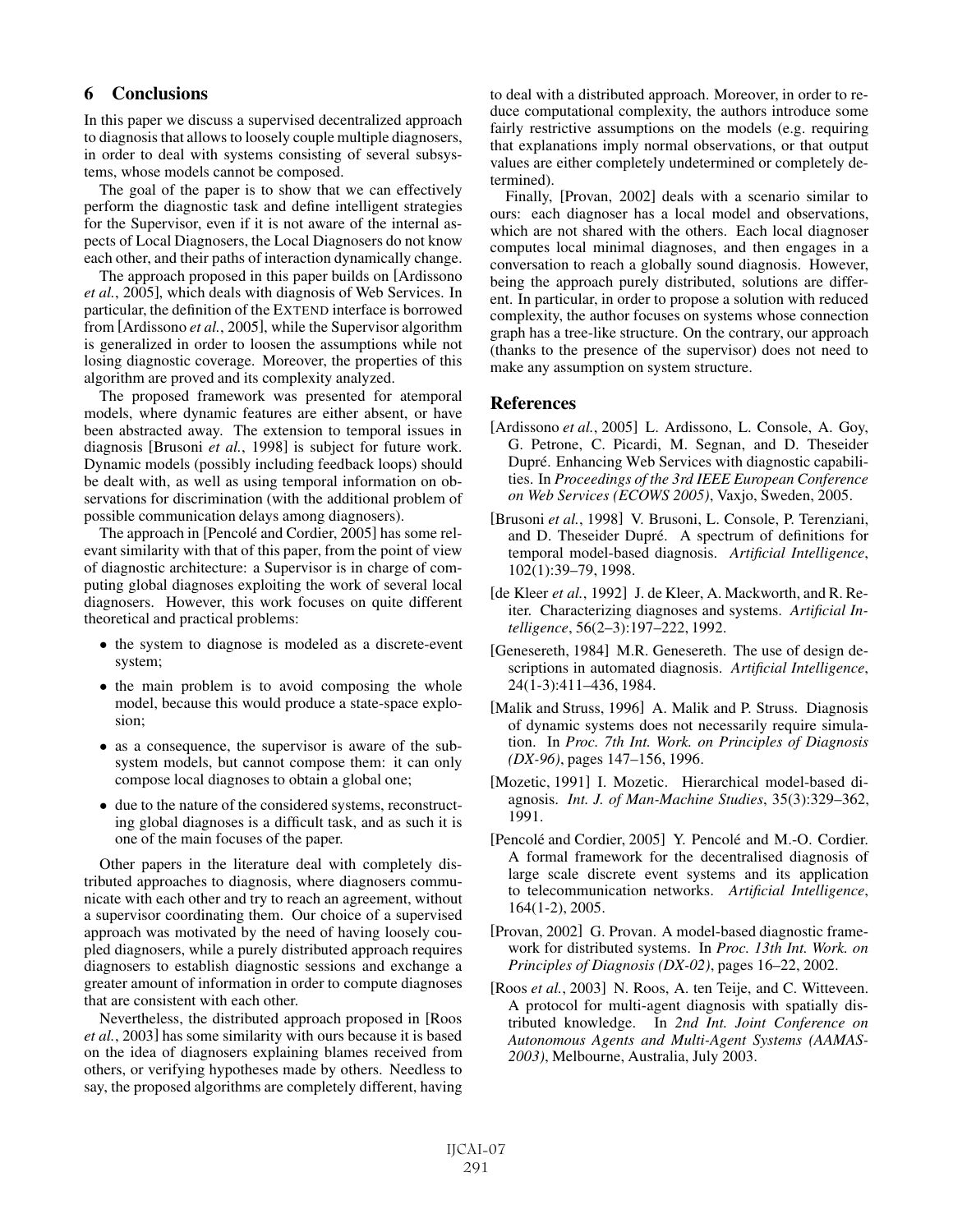## 6 Conclusions

In this paper we discuss a supervised decentralized approach to diagnosis that allows to loosely couple multiple diagnosers, in order to deal with systems consisting of several subsystems, whose models cannot be composed.

The goal of the paper is to show that we can effectively perform the diagnostic task and define intelligent strategies for the Supervisor, even if it is not aware of the internal aspects of Local Diagnosers, the Local Diagnosers do not know each other, and their paths of interaction dynamically change.

The approach proposed in this paper builds on [Ardissono *et al.*, 2005], which deals with diagnosis of Web Services. In particular, the definition of the EXTEND interface is borrowed from [Ardissono *et al.*, 2005], while the Supervisor algorithm is generalized in order to loosen the assumptions while not losing diagnostic coverage. Moreover, the properties of this algorithm are proved and its complexity analyzed.

The proposed framework was presented for atemporal models, where dynamic features are either absent, or have been abstracted away. The extension to temporal issues in diagnosis [Brusoni *et al.*, 1998] is subject for future work. Dynamic models (possibly including feedback loops) should be dealt with, as well as using temporal information on observations for discrimination (with the additional problem of possible communication delays among diagnosers).

The approach in [Pencolé and Cordier, 2005] has some relevant similarity with that of this paper, from the point of view of diagnostic architecture: a Supervisor is in charge of computing global diagnoses exploiting the work of several local diagnosers. However, this work focuses on quite different theoretical and practical problems:

- the system to diagnose is modeled as a discrete-event system;
- the main problem is to avoid composing the whole model, because this would produce a state-space explosion;
- as a consequence, the supervisor is aware of the subsystem models, but cannot compose them: it can only compose local diagnoses to obtain a global one;
- due to the nature of the considered systems, reconstructing global diagnoses is a difficult task, and as such it is one of the main focuses of the paper.

Other papers in the literature deal with completely distributed approaches to diagnosis, where diagnosers communicate with each other and try to reach an agreement, without a supervisor coordinating them. Our choice of a supervised approach was motivated by the need of having loosely coupled diagnosers, while a purely distributed approach requires diagnosers to establish diagnostic sessions and exchange a greater amount of information in order to compute diagnoses that are consistent with each other.

Nevertheless, the distributed approach proposed in [Roos *et al.*, 2003] has some similarity with ours because it is based on the idea of diagnosers explaining blames received from others, or verifying hypotheses made by others. Needless to say, the proposed algorithms are completely different, having to deal with a distributed approach. Moreover, in order to reduce computational complexity, the authors introduce some fairly restrictive assumptions on the models (e.g. requiring that explanations imply normal observations, or that output values are either completely undetermined or completely determined).

Finally, [Provan, 2002] deals with a scenario similar to ours: each diagnoser has a local model and observations, which are not shared with the others. Each local diagnoser computes local minimal diagnoses, and then engages in a conversation to reach a globally sound diagnosis. However, being the approach purely distributed, solutions are different. In particular, in order to propose a solution with reduced complexity, the author focuses on systems whose connection graph has a tree-like structure. On the contrary, our approach (thanks to the presence of the supervisor) does not need to make any assumption on system structure.

## References

[Ardissono *et al.*, 2005] L. Ardissono, L. Console, A. Goy, G. Petrone, C. Picardi, M. Segnan, and D. Theseider Dupré. Enhancing Web Services with diagnostic capabilities. In *Proceedings of the 3rd IEEE European Conference on Web Services (ECOWS 2005)*, Vaxjo, Sweden, 2005.

[Brusoni *et al.*, 1998] V. Brusoni, L. Console, P. Terenziani, and D. Theseider Dupré. A spectrum of definitions for temporal model-based diagnosis. *Artificial Intelligence*, 102(1):39–79, 1998.

[de Kleer *et al.*, 1992] J. de Kleer, A. Mackworth, and R. Reiter. Characterizing diagnoses and systems. *Artificial Intelligence*, 56(2–3):197–222, 1992.

[Genesereth, 1984] M.R. Genesereth. The use of design descriptions in automated diagnosis. *Artificial Intelligence*, 24(1-3):411–436, 1984.

[Malik and Struss, 1996] A. Malik and P. Struss. Diagnosis of dynamic systems does not necessarily require simulation. In *Proc. 7th Int. Work. on Principles of Diagnosis (DX-96)*, pages 147–156, 1996.

[Mozetic, 1991] I. Mozetic. Hierarchical model-based diagnosis. *Int. J. of Man-Machine Studies*, 35(3):329–362, 1991.

[Pencolé and Cordier, 2005] Y. Pencolé and M.-O. Cordier. A formal framework for the decentralised diagnosis of large scale discrete event systems and its application to telecommunication networks. *Artificial Intelligence*, 164(1-2), 2005.

[Provan, 2002] G. Provan. A model-based diagnostic framework for distributed systems. In *Proc. 13th Int. Work. on Principles of Diagnosis (DX-02)*, pages 16–22, 2002.

[Roos *et al.*, 2003] N. Roos, A. ten Teije, and C. Witteveen. A protocol for multi-agent diagnosis with spatially distributed knowledge. In *2nd Int. Joint Conference on Autonomous Agents and Multi-Agent Systems (AAMAS-2003)*, Melbourne, Australia, July 2003.